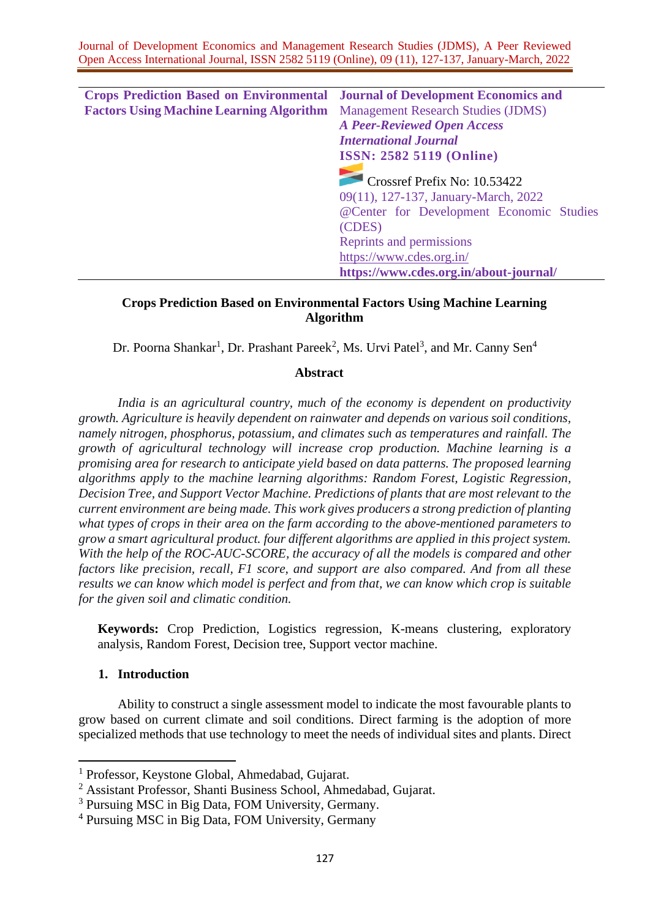| Crops Prediction Based on Environmental Factors Using Machine Learning Algorithm | Journal of Development Economics and Management Research Studies (JDMS) *A Peer-Reviewed Open Access International Journal* ISSN: 2582 5119 (Online) Crossref Prefix No: 10.53422 09(11), 127-137, January-March, 2022 @Center for Development Economic Studies (CDES) Reprints and permissions https://www.cdes.org.in/ https://www.cdes.org.in/about-journal/ |
|---|---|

# Crops Prediction Based on Environmental Factors Using Machine Learning Algorithm

Dr. Poorna Shankar[1], Dr. Prashant Pareek[2], Ms. Urvi Patel[3], and Mr. Canny Sen[4]

## Abstract

*India is an agricultural country, much of the economy is dependent on productivity growth. Agriculture is heavily dependent on rainwater and depends on various soil conditions, namely nitrogen, phosphorus, potassium, and climates such as temperatures and rainfall. The growth of agricultural technology will increase crop production. Machine learning is a promising area for research to anticipate yield based on data patterns. The proposed learning algorithms apply to the machine learning algorithms: Random Forest, Logistic Regression, Decision Tree, and Support Vector Machine. Predictions of plants that are most relevant to the current environment are being made. This work gives producers a strong prediction of planting what types of crops in their area on the farm according to the above-mentioned parameters to grow a smart agricultural product. four different algorithms are applied in this project system. With the help of the ROC-AUC-SCORE, the accuracy of all the models is compared and other factors like precision, recall, F1 score, and support are also compared. And from all these results we can know which model is perfect and from that, we can know which crop is suitable for the given soil and climatic condition.*

**Keywords:** Crop Prediction, Logistics regression, K-means clustering, exploratory analysis, Random Forest, Decision tree, Support vector machine.

## 1. Introduction

Ability to construct a single assessment model to indicate the most favourable plants to grow based on current climate and soil conditions. Direct farming is the adoption of more specialized methods that use technology to meet the needs of individual sites and plants. Direct

---

[1] Professor, Keystone Global, Ahmedabad, Gujarat.

[2] Assistant Professor, Shanti Business School, Ahmedabad, Gujarat.

[3] Pursuing MSC in Big Data, FOM University, Germany.

[4] Pursuing MSC in Big Data, FOM University, Germany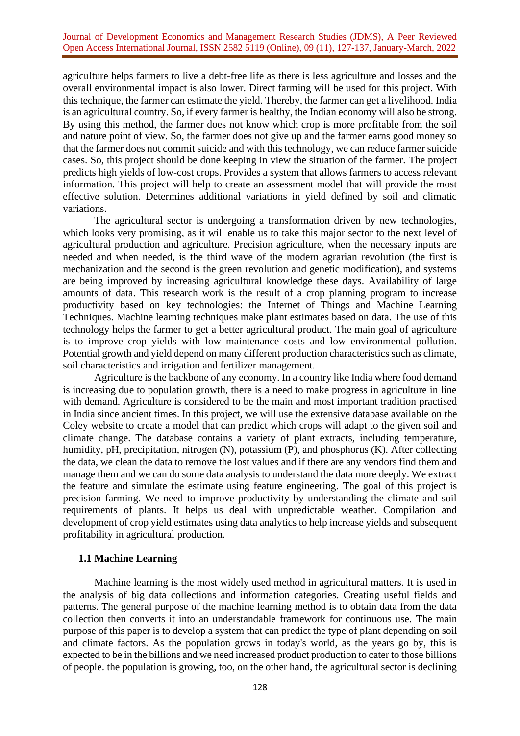agriculture helps farmers to live a debt-free life as there is less agriculture and losses and the overall environmental impact is also lower. Direct farming will be used for this project. With this technique, the farmer can estimate the yield. Thereby, the farmer can get a livelihood. India is an agricultural country. So, if every farmer is healthy, the Indian economy will also be strong. By using this method, the farmer does not know which crop is more profitable from the soil and nature point of view. So, the farmer does not give up and the farmer earns good money so that the farmer does not commit suicide and with this technology, we can reduce farmer suicide cases. So, this project should be done keeping in view the situation of the farmer. The project predicts high yields of low-cost crops. Provides a system that allows farmers to access relevant information. This project will help to create an assessment model that will provide the most effective solution. Determines additional variations in yield defined by soil and climatic variations.

The agricultural sector is undergoing a transformation driven by new technologies, which looks very promising, as it will enable us to take this major sector to the next level of agricultural production and agriculture. Precision agriculture, when the necessary inputs are needed and when needed, is the third wave of the modern agrarian revolution (the first is mechanization and the second is the green revolution and genetic modification), and systems are being improved by increasing agricultural knowledge these days. Availability of large amounts of data. This research work is the result of a crop planning program to increase productivity based on key technologies: the Internet of Things and Machine Learning Techniques. Machine learning techniques make plant estimates based on data. The use of this technology helps the farmer to get a better agricultural product. The main goal of agriculture is to improve crop yields with low maintenance costs and low environmental pollution. Potential growth and yield depend on many different production characteristics such as climate, soil characteristics and irrigation and fertilizer management.

Agriculture is the backbone of any economy. In a country like India where food demand is increasing due to population growth, there is a need to make progress in agriculture in line with demand. Agriculture is considered to be the main and most important tradition practised in India since ancient times. In this project, we will use the extensive database available on the Coley website to create a model that can predict which crops will adapt to the given soil and climate change. The database contains a variety of plant extracts, including temperature, humidity, pH, precipitation, nitrogen (N), potassium (P), and phosphorus (K). After collecting the data, we clean the data to remove the lost values and if there are any vendors find them and manage them and we can do some data analysis to understand the data more deeply. We extract the feature and simulate the estimate using feature engineering. The goal of this project is precision farming. We need to improve productivity by understanding the climate and soil requirements of plants. It helps us deal with unpredictable weather. Compilation and development of crop yield estimates using data analytics to help increase yields and subsequent profitability in agricultural production.

### 1.1 Machine Learning

Machine learning is the most widely used method in agricultural matters. It is used in the analysis of big data collections and information categories. Creating useful fields and patterns. The general purpose of the machine learning method is to obtain data from the data collection then converts it into an understandable framework for continuous use. The main purpose of this paper is to develop a system that can predict the type of plant depending on soil and climate factors. As the population grows in today's world, as the years go by, this is expected to be in the billions and we need increased product production to cater to those billions of people. the population is growing, too, on the other hand, the agricultural sector is declining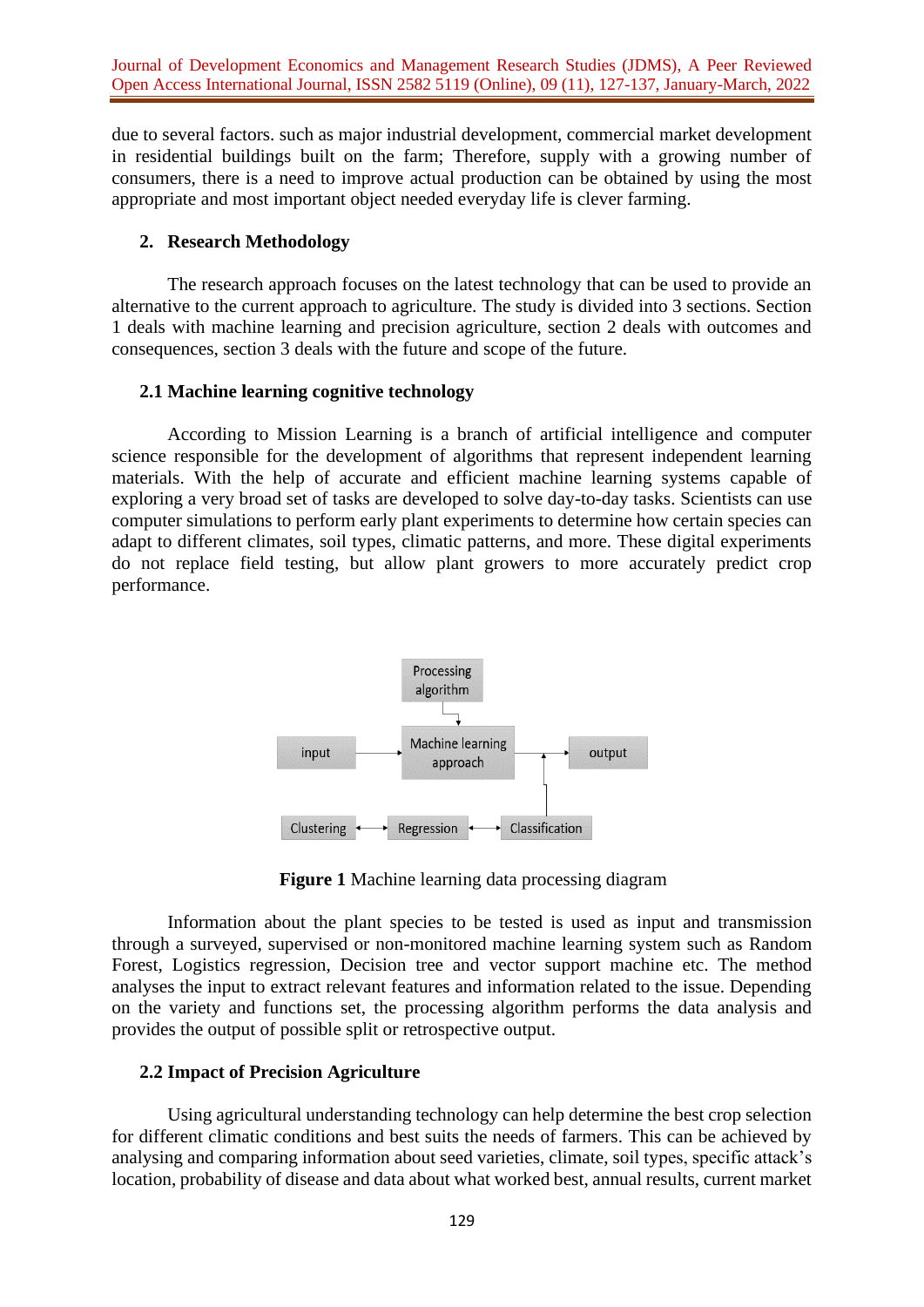due to several factors. such as major industrial development, commercial market development in residential buildings built on the farm; Therefore, supply with a growing number of consumers, there is a need to improve actual production can be obtained by using the most appropriate and most important object needed everyday life is clever farming.

## 2. Research Methodology

The research approach focuses on the latest technology that can be used to provide an alternative to the current approach to agriculture. The study is divided into 3 sections. Section 1 deals with machine learning and precision agriculture, section 2 deals with outcomes and consequences, section 3 deals with the future and scope of the future.

### 2.1 Machine learning cognitive technology

According to Mission Learning is a branch of artificial intelligence and computer science responsible for the development of algorithms that represent independent learning materials. With the help of accurate and efficient machine learning systems capable of exploring a very broad set of tasks are developed to solve day-to-day tasks. Scientists can use computer simulations to perform early plant experiments to determine how certain species can adapt to different climates, soil types, climatic patterns, and more. These digital experiments do not replace field testing, but allow plant growers to more accurately predict crop performance.

**Figure 1** Machine learning data processing diagram

Information about the plant species to be tested is used as input and transmission through a surveyed, supervised or non-monitored machine learning system such as Random Forest, Logistics regression, Decision tree and vector support machine etc. The method analyses the input to extract relevant features and information related to the issue. Depending on the variety and functions set, the processing algorithm performs the data analysis and provides the output of possible split or retrospective output.

### 2.2 Impact of Precision Agriculture

Using agricultural understanding technology can help determine the best crop selection for different climatic conditions and best suits the needs of farmers. This can be achieved by analysing and comparing information about seed varieties, climate, soil types, specific attack's location, probability of disease and data about what worked best, annual results, current market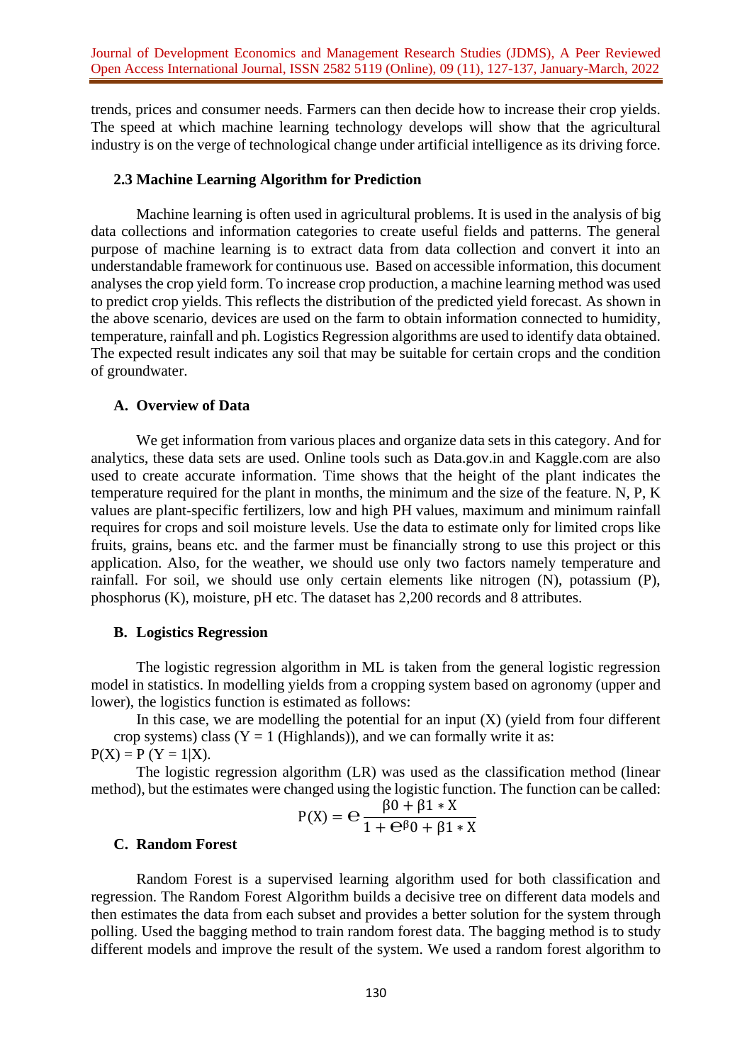trends, prices and consumer needs. Farmers can then decide how to increase their crop yields. The speed at which machine learning technology develops will show that the agricultural industry is on the verge of technological change under artificial intelligence as its driving force.

### 2.3 Machine Learning Algorithm for Prediction

Machine learning is often used in agricultural problems. It is used in the analysis of big data collections and information categories to create useful fields and patterns. The general purpose of machine learning is to extract data from data collection and convert it into an understandable framework for continuous use. Based on accessible information, this document analyses the crop yield form. To increase crop production, a machine learning method was used to predict crop yields. This reflects the distribution of the predicted yield forecast. As shown in the above scenario, devices are used on the farm to obtain information connected to humidity, temperature, rainfall and ph. Logistics Regression algorithms are used to identify data obtained. The expected result indicates any soil that may be suitable for certain crops and the condition of groundwater.

#### A. Overview of Data

We get information from various places and organize data sets in this category. And for analytics, these data sets are used. Online tools such as Data.gov.in and Kaggle.com are also used to create accurate information. Time shows that the height of the plant indicates the temperature required for the plant in months, the minimum and the size of the feature. N, P, K values are plant-specific fertilizers, low and high PH values, maximum and minimum rainfall requires for crops and soil moisture levels. Use the data to estimate only for limited crops like fruits, grains, beans etc. and the farmer must be financially strong to use this project or this application. Also, for the weather, we should use only two factors namely temperature and rainfall. For soil, we should use only certain elements like nitrogen (N), potassium (P), phosphorus (K), moisture, pH etc. The dataset has 2,200 records and 8 attributes.

#### B. Logistics Regression

The logistic regression algorithm in ML is taken from the general logistic regression model in statistics. In modelling yields from a cropping system based on agronomy (upper and lower), the logistics function is estimated as follows:

In this case, we are modelling the potential for an input (X) (yield from four different crop systems) class (Y = 1 (Highlands)), and we can formally write it as:

P(X) = P (Y = 1|X).

The logistic regression algorithm (LR) was used as the classification method (linear method), but the estimates were changed using the logistic function. The function can be called:

$$P(X) = e \frac{\beta 0 + \beta 1 * X}{1 + e^{\beta} 0 + \beta 1 * X}$$

#### C. Random Forest

Random Forest is a supervised learning algorithm used for both classification and regression. The Random Forest Algorithm builds a decisive tree on different data models and then estimates the data from each subset and provides a better solution for the system through polling. Used the bagging method to train random forest data. The bagging method is to study different models and improve the result of the system. We used a random forest algorithm to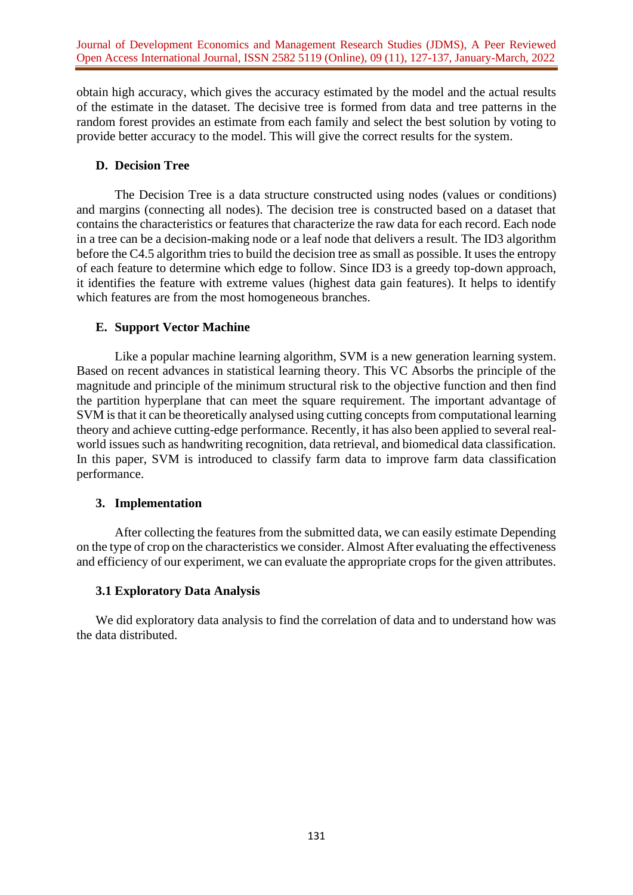obtain high accuracy, which gives the accuracy estimated by the model and the actual results of the estimate in the dataset. The decisive tree is formed from data and tree patterns in the random forest provides an estimate from each family and select the best solution by voting to provide better accuracy to the model. This will give the correct results for the system.

### D. Decision Tree

The Decision Tree is a data structure constructed using nodes (values or conditions) and margins (connecting all nodes). The decision tree is constructed based on a dataset that contains the characteristics or features that characterize the raw data for each record. Each node in a tree can be a decision-making node or a leaf node that delivers a result. The ID3 algorithm before the C4.5 algorithm tries to build the decision tree as small as possible. It uses the entropy of each feature to determine which edge to follow. Since ID3 is a greedy top-down approach, it identifies the feature with extreme values (highest data gain features). It helps to identify which features are from the most homogeneous branches.

### E. Support Vector Machine

Like a popular machine learning algorithm, SVM is a new generation learning system. Based on recent advances in statistical learning theory. This VC Absorbs the principle of the magnitude and principle of the minimum structural risk to the objective function and then find the partition hyperplane that can meet the square requirement. The important advantage of SVM is that it can be theoretically analysed using cutting concepts from computational learning theory and achieve cutting-edge performance. Recently, it has also been applied to several real-world issues such as handwriting recognition, data retrieval, and biomedical data classification. In this paper, SVM is introduced to classify farm data to improve farm data classification performance.

## 3. Implementation

After collecting the features from the submitted data, we can easily estimate Depending on the type of crop on the characteristics we consider. Almost After evaluating the effectiveness and efficiency of our experiment, we can evaluate the appropriate crops for the given attributes.

### 3.1 Exploratory Data Analysis

We did exploratory data analysis to find the correlation of data and to understand how was the data distributed.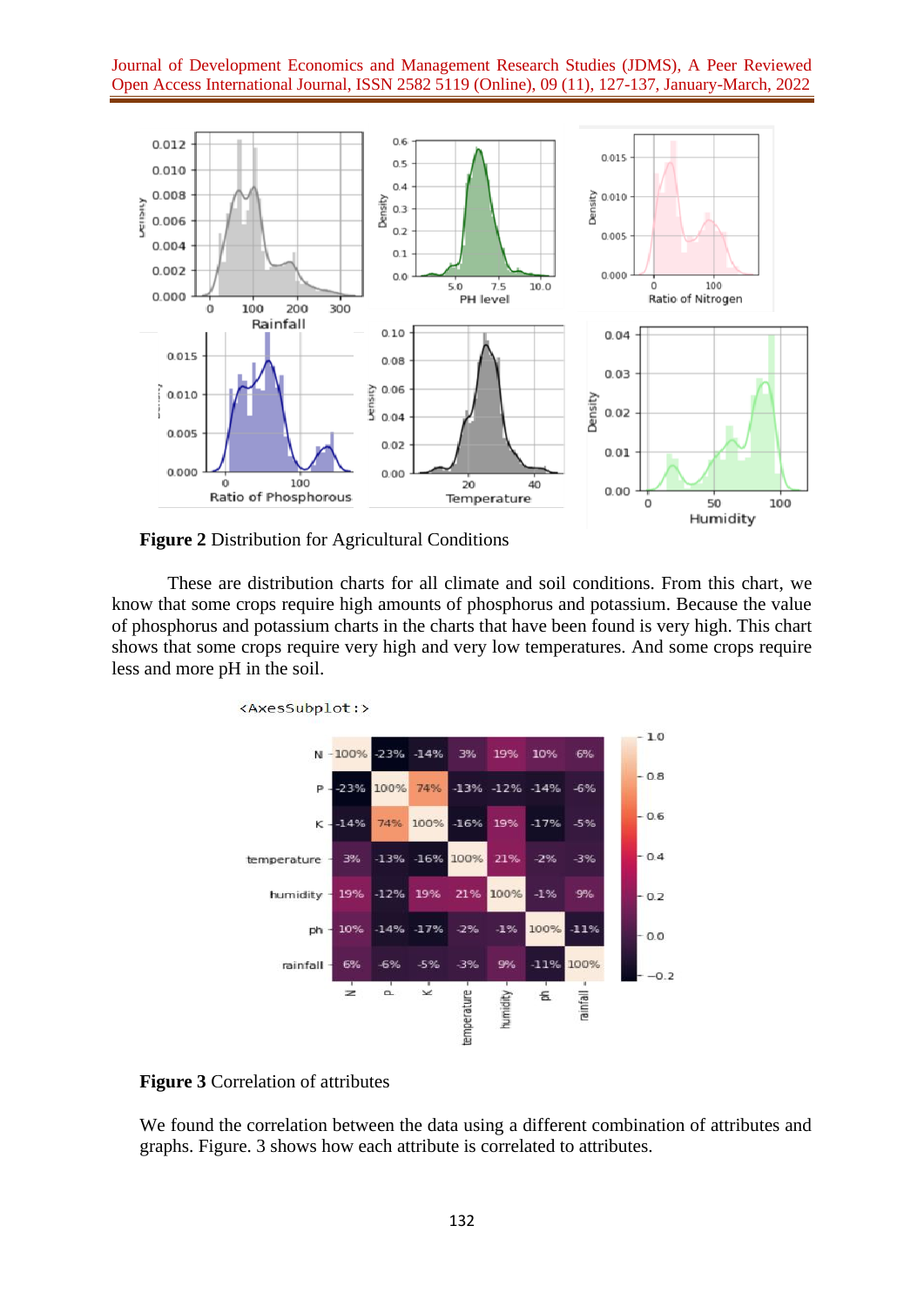**Figure 2** Distribution for Agricultural Conditions

These are distribution charts for all climate and soil conditions. From this chart, we know that some crops require high amounts of phosphorus and potassium. Because the value of phosphorus and potassium charts in the charts that have been found is very high. This chart shows that some crops require very high and very low temperatures. And some crops require less and more pH in the soil.

**Figure 3** Correlation of attributes

We found the correlation between the data using a different combination of attributes and graphs. Figure. 3 shows how each attribute is correlated to attributes.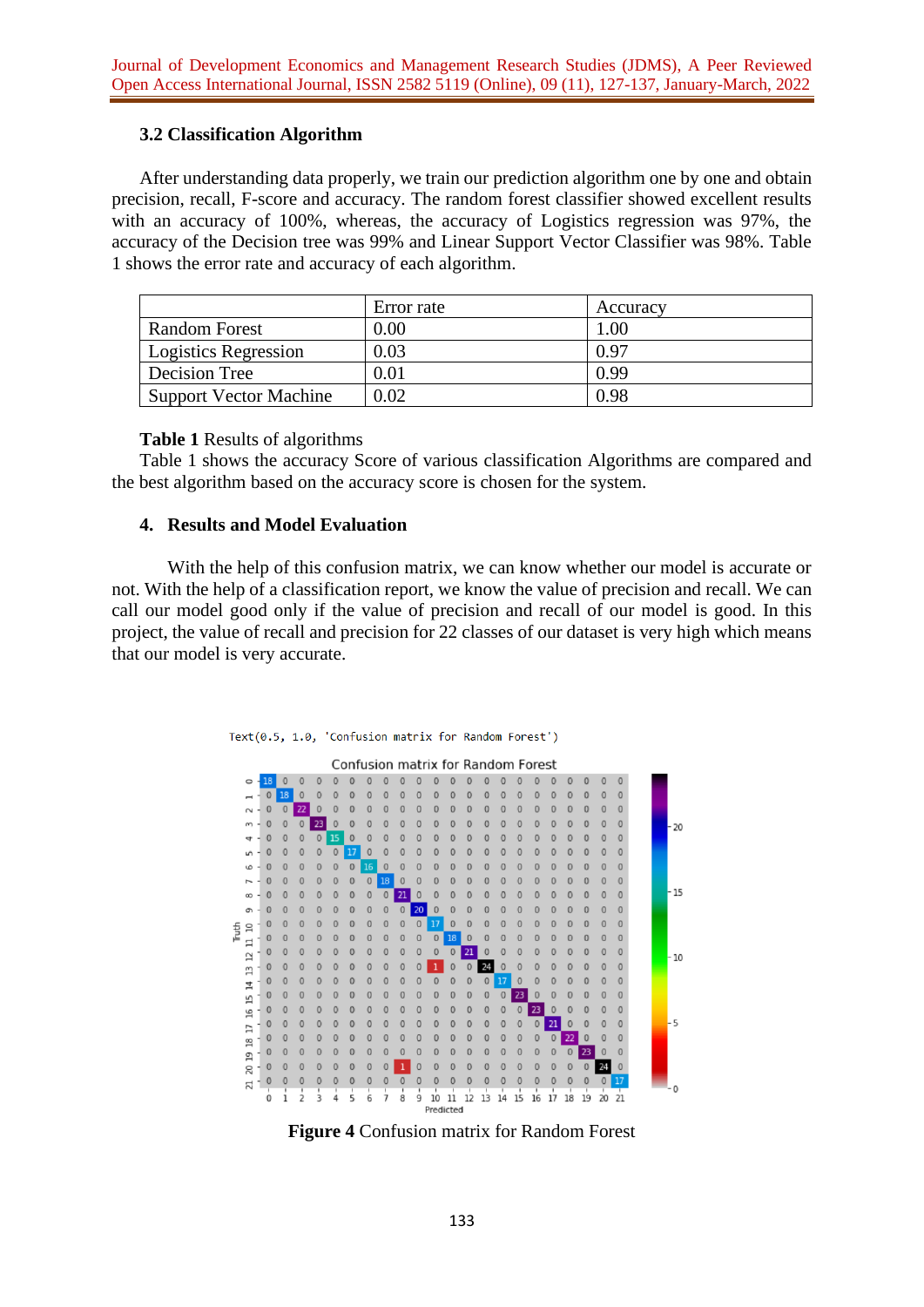### 3.2 Classification Algorithm

After understanding data properly, we train our prediction algorithm one by one and obtain precision, recall, F-score and accuracy. The random forest classifier showed excellent results with an accuracy of 100%, whereas, the accuracy of Logistics regression was 97%, the accuracy of the Decision tree was 99% and Linear Support Vector Classifier was 98%. Table 1 shows the error rate and accuracy of each algorithm.

| | Error rate | Accuracy |
|---|---|---|
| Random Forest | 0.00 | 1.00 |
| Logistics Regression | 0.03 | 0.97 |
| Decision Tree | 0.01 | 0.99 |
| Support Vector Machine | 0.02 | 0.98 |

**Table 1** Results of algorithms

Table 1 shows the accuracy Score of various classification Algorithms are compared and the best algorithm based on the accuracy score is chosen for the system.

## 4. Results and Model Evaluation

With the help of this confusion matrix, we can know whether our model is accurate or not. With the help of a classification report, we know the value of precision and recall. We can call our model good only if the value of precision and recall of our model is good. In this project, the value of recall and precision for 22 classes of our dataset is very high which means that our model is very accurate.

```
Text(0.5, 1.0, 'Confusion matrix for Random Forest')
```

**Figure 4** Confusion matrix for Random Forest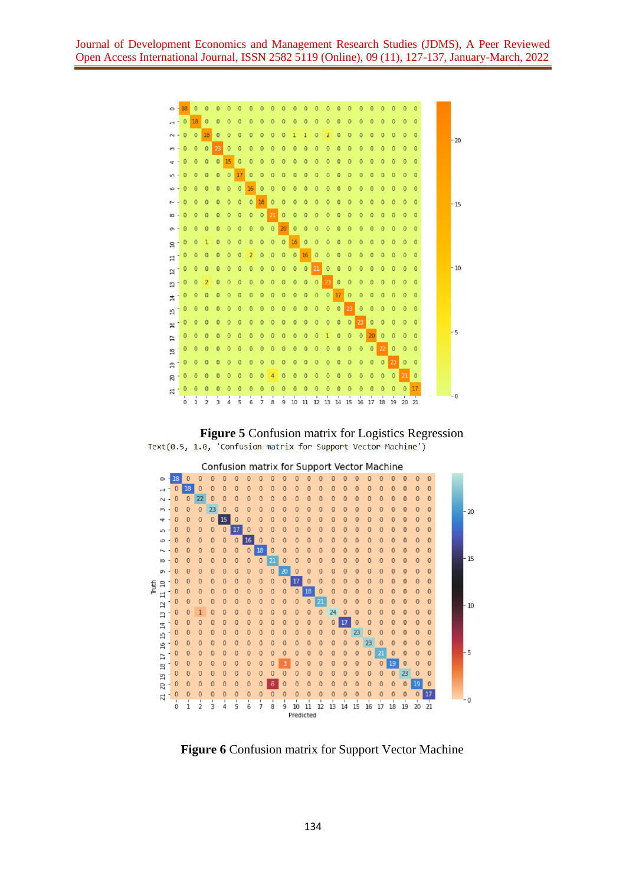**Figure 5** Confusion matrix for Logistics Regression

```
Text(0.5, 1.0, 'Confusion matrix for Support Vector Machine')
```

**Figure 6** Confusion matrix for Support Vector Machine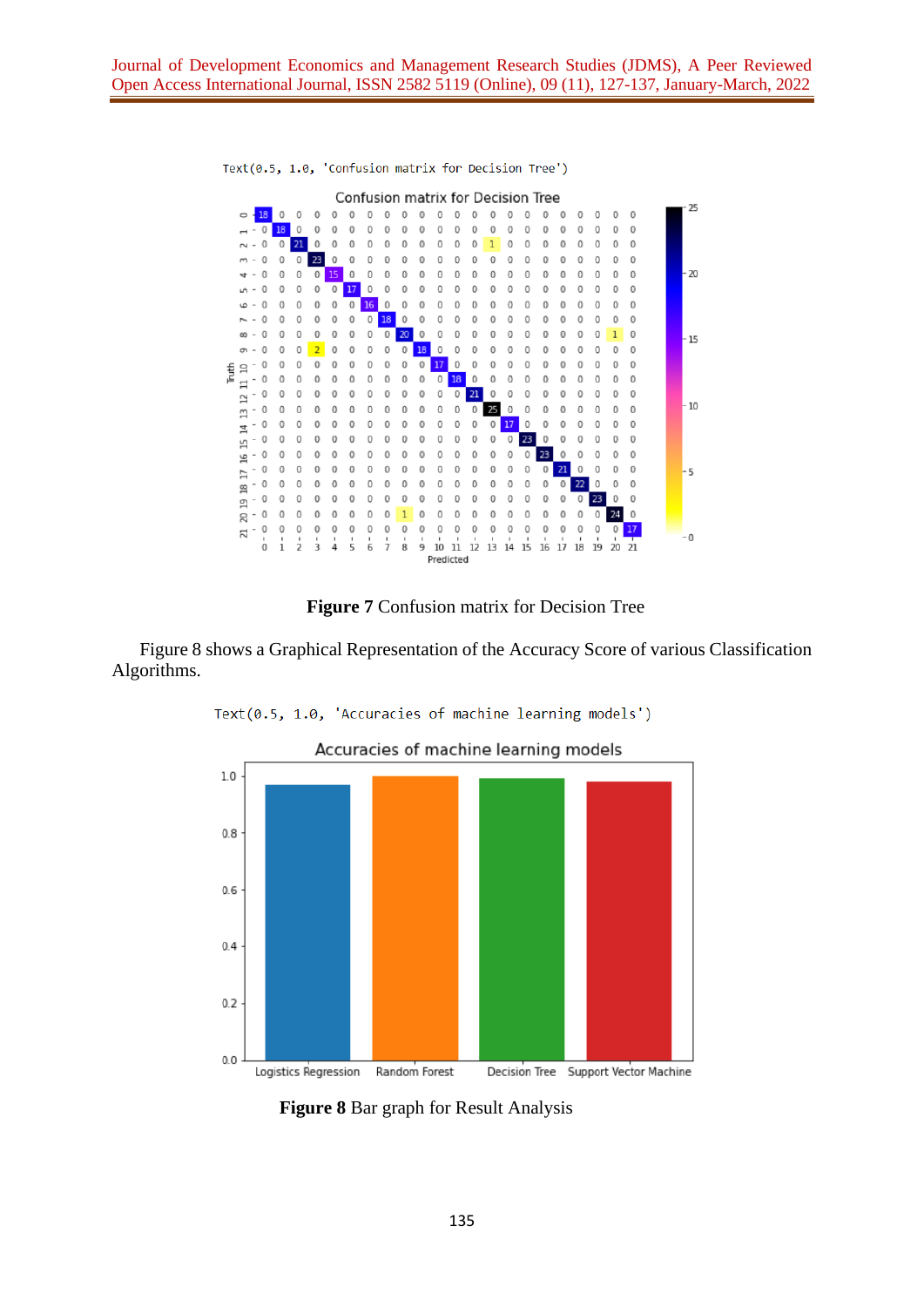```
Text(0.5, 1.0, 'Confusion matrix for Decision Tree')
```

**Figure 7** Confusion matrix for Decision Tree

Figure 8 shows a Graphical Representation of the Accuracy Score of various Classification Algorithms.

```
Text(0.5, 1.0, 'Accuracies of machine learning models')
```

**Figure 8** Bar graph for Result Analysis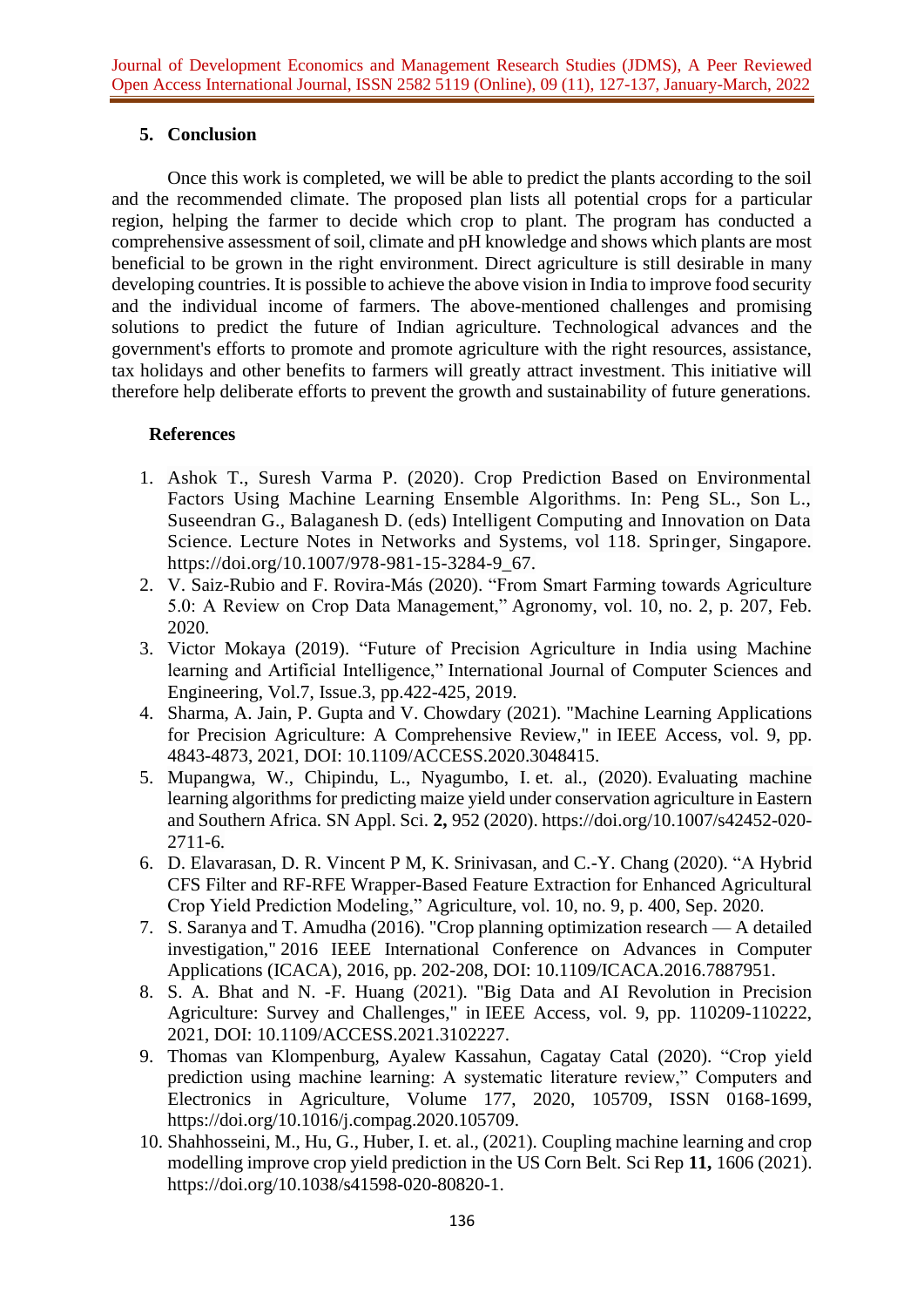## 5. Conclusion

Once this work is completed, we will be able to predict the plants according to the soil and the recommended climate. The proposed plan lists all potential crops for a particular region, helping the farmer to decide which crop to plant. The program has conducted a comprehensive assessment of soil, climate and pH knowledge and shows which plants are most beneficial to be grown in the right environment. Direct agriculture is still desirable in many developing countries. It is possible to achieve the above vision in India to improve food security and the individual income of farmers. The above-mentioned challenges and promising solutions to predict the future of Indian agriculture. Technological advances and the government's efforts to promote and promote agriculture with the right resources, assistance, tax holidays and other benefits to farmers will greatly attract investment. This initiative will therefore help deliberate efforts to prevent the growth and sustainability of future generations.

### References

1. Ashok T., Suresh Varma P. (2020). Crop Prediction Based on Environmental Factors Using Machine Learning Ensemble Algorithms. In: Peng SL., Son L., Suseendran G., Balaganesh D. (eds) Intelligent Computing and Innovation on Data Science. Lecture Notes in Networks and Systems, vol 118. Springer, Singapore. https://doi.org/10.1007/978-981-15-3284-9_67.
2. V. Saiz-Rubio and F. Rovira-Más (2020). "From Smart Farming towards Agriculture 5.0: A Review on Crop Data Management," Agronomy, vol. 10, no. 2, p. 207, Feb. 2020.
3. Victor Mokaya (2019). "Future of Precision Agriculture in India using Machine learning and Artificial Intelligence," International Journal of Computer Sciences and Engineering, Vol.7, Issue.3, pp.422-425, 2019.
4. Sharma, A. Jain, P. Gupta and V. Chowdary (2021). "Machine Learning Applications for Precision Agriculture: A Comprehensive Review," in IEEE Access, vol. 9, pp. 4843-4873, 2021, DOI: 10.1109/ACCESS.2020.3048415.
5. Mupangwa, W., Chipindu, L., Nyagumbo, I. et. al., (2020). Evaluating machine learning algorithms for predicting maize yield under conservation agriculture in Eastern and Southern Africa. SN Appl. Sci. **2,** 952 (2020). https://doi.org/10.1007/s42452-020-2711-6.
6. D. Elavarasan, D. R. Vincent P M, K. Srinivasan, and C.-Y. Chang (2020). "A Hybrid CFS Filter and RF-RFE Wrapper-Based Feature Extraction for Enhanced Agricultural Crop Yield Prediction Modeling," Agriculture, vol. 10, no. 9, p. 400, Sep. 2020.
7. S. Saranya and T. Amudha (2016). "Crop planning optimization research — A detailed investigation," 2016 IEEE International Conference on Advances in Computer Applications (ICACA), 2016, pp. 202-208, DOI: 10.1109/ICACA.2016.7887951.
8. S. A. Bhat and N. -F. Huang (2021). "Big Data and AI Revolution in Precision Agriculture: Survey and Challenges," in IEEE Access, vol. 9, pp. 110209-110222, 2021, DOI: 10.1109/ACCESS.2021.3102227.
9. Thomas van Klompenburg, Ayalew Kassahun, Cagatay Catal (2020). "Crop yield prediction using machine learning: A systematic literature review," Computers and Electronics in Agriculture, Volume 177, 2020, 105709, ISSN 0168-1699, https://doi.org/10.1016/j.compag.2020.105709.
10. Shahhosseini, M., Hu, G., Huber, I. et. al., (2021). Coupling machine learning and crop modelling improve crop yield prediction in the US Corn Belt. Sci Rep **11,** 1606 (2021). https://doi.org/10.1038/s41598-020-80820-1.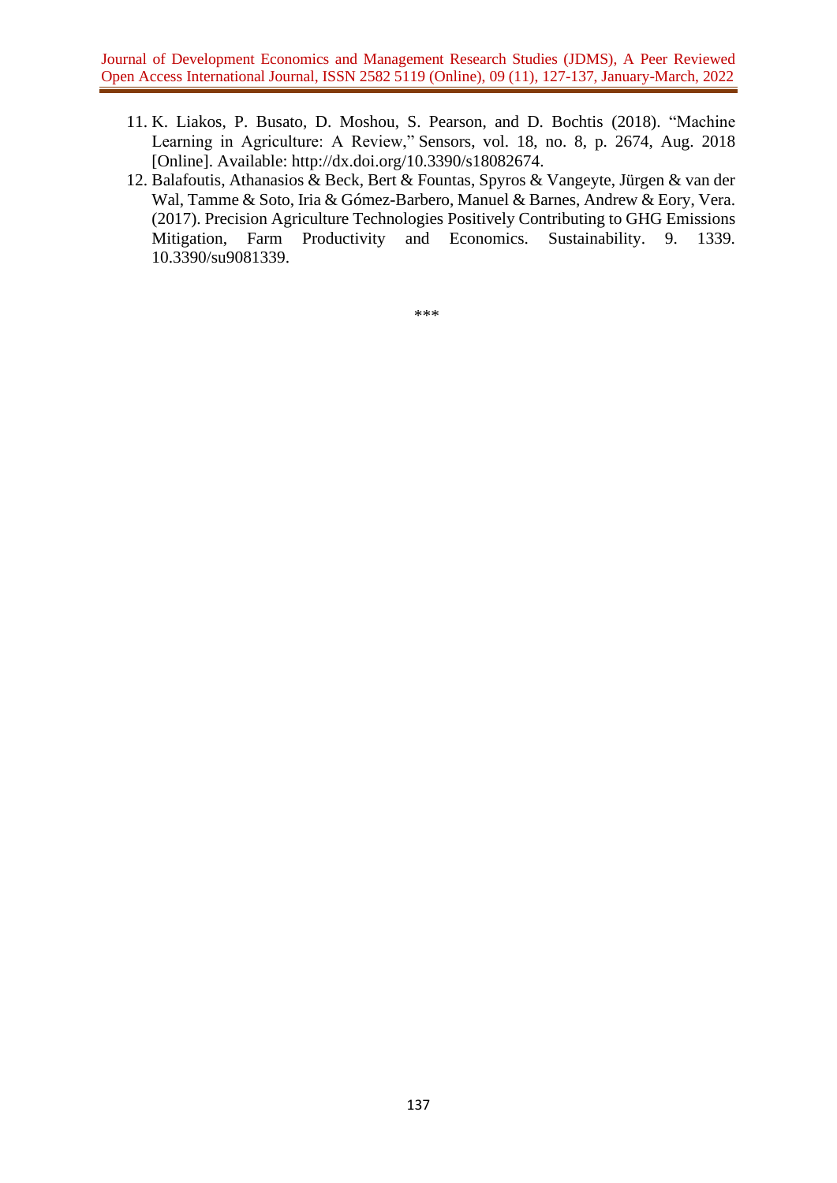11. K. Liakos, P. Busato, D. Moshou, S. Pearson, and D. Bochtis (2018). "Machine Learning in Agriculture: A Review," Sensors, vol. 18, no. 8, p. 2674, Aug. 2018 [Online]. Available: http://dx.doi.org/10.3390/s18082674.
12. Balafoutis, Athanasios & Beck, Bert & Fountas, Spyros & Vangeyte, Jürgen & van der Wal, Tamme & Soto, Iria & Gómez-Barbero, Manuel & Barnes, Andrew & Eory, Vera. (2017). Precision Agriculture Technologies Positively Contributing to GHG Emissions Mitigation, Farm Productivity and Economics. Sustainability. 9. 1339. 10.3390/su9081339.

***